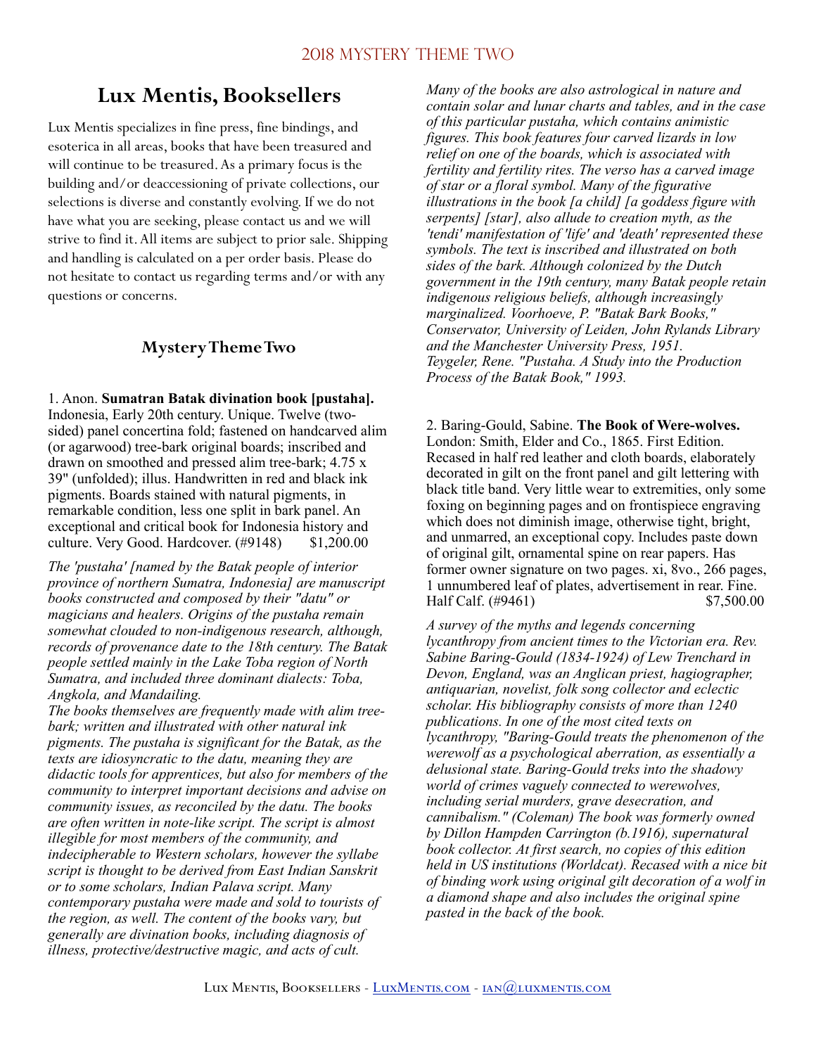# Lux Mentis, Booksellers

Lux Mentis specializes in fine press, fine bindings, and esoterica in all areas, books that have been treasured and will continue to be treasured. As a primary focus is the building and/or deaccessioning of private collections, our selections is diverse and constantly evolving. If we do not have what you are seeking, please contact us and we will strive to find it. All items are subject to prior sale. Shipping and handling is calculated on a per order basis. Please do not hesitate to contact us regarding terms and/or with any questions or concerns.

## Mystery Theme Two

1. Anon. **Sumatran Batak divination book [pustaha].** Indonesia, Early 20th century. Unique. Twelve (two-sided) panel concertina fold; fastened on handcarved alim (or agarwood) tree-bark original boards; inscribed and drawn on smoothed and pressed alim tree-bark; 4.75 x 39" (unfolded); illus. Handwritten in red and black ink pigments. Boards stained with natural pigments, in remarkable condition, less one split in bark panel. An exceptional and critical book for Indonesia history and culture. Very Good. Hardcover. (#9148) $1,200.00

*The 'pustaha' [named by the Batak people of interior province of northern Sumatra, Indonesia] are manuscript books constructed and composed by their "datu" or magicians and healers. Origins of the pustaha remain somewhat clouded to non-indigenous research, although, records of provenance date to the 18th century. The Batak people settled mainly in the Lake Toba region of North Sumatra, and included three dominant dialects: Toba, Angkola, and Mandailing.*
*The books themselves are frequently made with alim tree-bark; written and illustrated with other natural ink pigments. The pustaha is significant for the Batak, as the texts are idiosyncratic to the datu, meaning they are didactic tools for apprentices, but also for members of the community to interpret important decisions and advise on community issues, as reconciled by the datu. The books are often written in note-like script. The script is almost illegible for most members of the community, and indecipherable to Western scholars, however the syllabe script is thought to be derived from East Indian Sanskrit or to some scholars, Indian Palava script. Many contemporary pustaha were made and sold to tourists of the region, as well. The content of the books vary, but generally are divination books, including diagnosis of illness, protective/destructive magic, and acts of cult. Many of the books are also astrological in nature and contain solar and lunar charts and tables, and in the case of this particular pustaha, which contains animistic figures. This book features four carved lizards in low relief on one of the boards, which is associated with fertility and fertility rites. The verso has a carved image of star or a floral symbol. Many of the figurative illustrations in the book [a child] [a goddess figure with serpents] [star], also allude to creation myth, as the 'tendi' manifestation of 'life' and 'death' represented these symbols. The text is inscribed and illustrated on both sides of the bark. Although colonized by the Dutch government in the 19th century, many Batak people retain indigenous religious beliefs, although increasingly marginalized. Voorhoeve, P. "Batak Bark Books," Conservator, University of Leiden, John Rylands Library and the Manchester University Press, 1951.*
*Teygeler, Rene. "Pustaha. A Study into the Production Process of the Batak Book," 1993.*

2. Baring-Gould, Sabine. **The Book of Were-wolves.** London: Smith, Elder and Co., 1865. First Edition. Recased in half red leather and cloth boards, elaborately decorated in gilt on the front panel and gilt lettering with black title band. Very little wear to extremities, only some foxing on beginning pages and on frontispiece engraving which does not diminish image, otherwise tight, bright, and unmarred, an exceptional copy. Includes paste down of original gilt, ornamental spine on rear papers. Has former owner signature on two pages. xi, 8vo., 266 pages, 1 unnumbered leaf of plates, advertisement in rear. Fine. Half Calf. (#9461) $7,500.00

*A survey of the myths and legends concerning lycanthropy from ancient times to the Victorian era. Rev. Sabine Baring-Gould (1834-1924) of Lew Trenchard in Devon, England, was an Anglican priest, hagiographer, antiquarian, novelist, folk song collector and eclectic scholar. His bibliography consists of more than 1240 publications. In one of the most cited texts on lycanthropy, "Baring-Gould treats the phenomenon of the werewolf as a psychological aberration, as essentially a delusional state. Baring-Gould treks into the shadowy world of crimes vaguely connected to werewolves, including serial murders, grave desecration, and cannibalism." (Coleman) The book was formerly owned by Dillon Hampden Carrington (b.1916), supernatural book collector. At first search, no copies of this edition held in US institutions (Worldcat). Recased with a nice bit of binding work using original gilt decoration of a wolf in a diamond shape and also includes the original spine pasted in the back of the book.*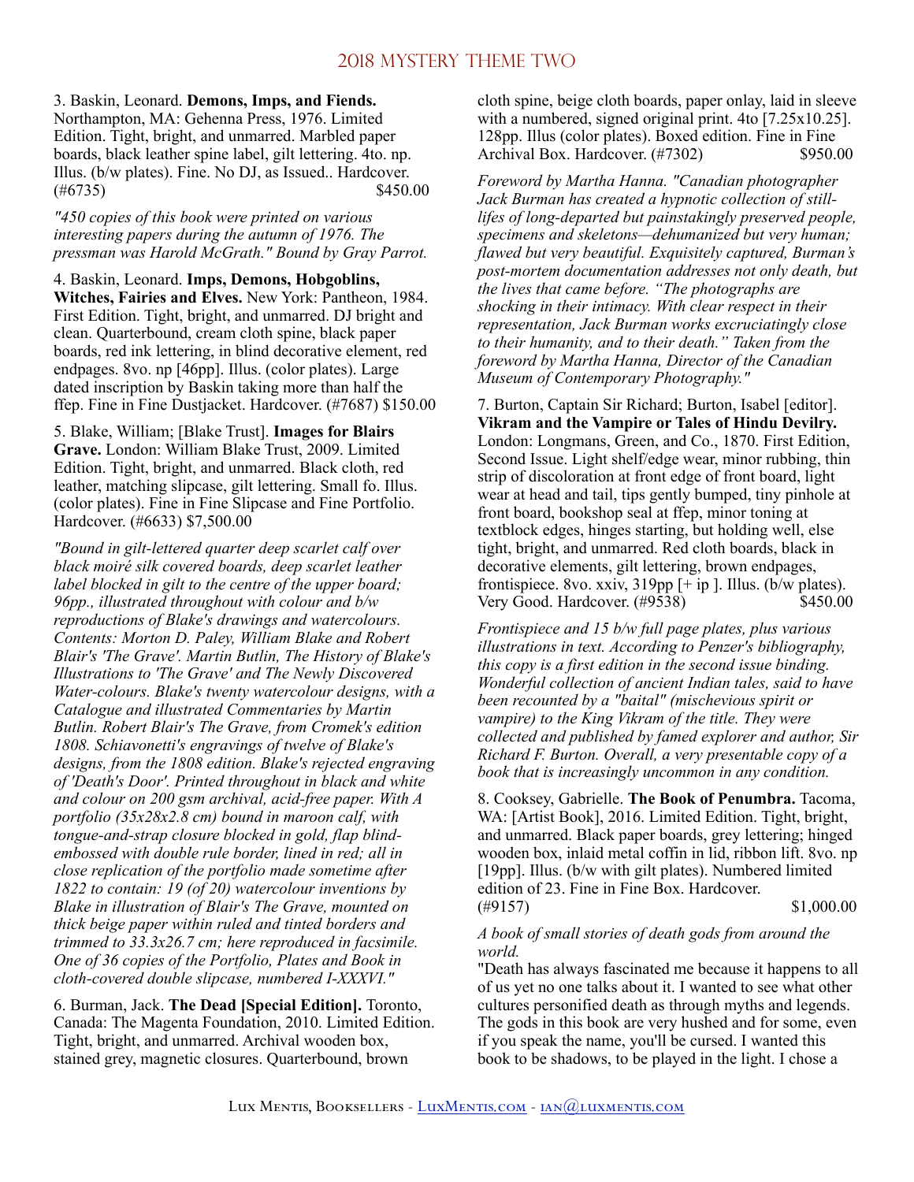3. Baskin, Leonard. **Demons, Imps, and Fiends.** Northampton, MA: Gehenna Press, 1976. Limited Edition. Tight, bright, and unmarred. Marbled paper boards, black leather spine label, gilt lettering. 4to. np. Illus. (b/w plates). Fine. No DJ, as Issued.. Hardcover. (#6735) $450.00

*"450 copies of this book were printed on various interesting papers during the autumn of 1976. The pressman was Harold McGrath." Bound by Gray Parrot.*

4. Baskin, Leonard. **Imps, Demons, Hobgoblins, Witches, Fairies and Elves.** New York: Pantheon, 1984. First Edition. Tight, bright, and unmarred. DJ bright and clean. Quarterbound, cream cloth spine, black paper boards, red ink lettering, in blind decorative element, red endpapers. 8vo. np [46pp]. Illus. (color plates). Large dated inscription by Baskin taking more than half the ffep. Fine in Fine Dustjacket. Hardcover. (#7687) $150.00

5. Blake, William; [Blake Trust]. **Images for Blairs Grave.** London: William Blake Trust, 2009. Limited Edition. Tight, bright, and unmarred. Black cloth, red leather, matching slipcase, gilt lettering. Small fo. Illus. (color plates). Fine in Fine Slipcase and Fine Portfolio. Hardcover. (#6633) $7,500.00

*"Bound in gilt-lettered quarter deep scarlet calf over black moiré silk covered boards, deep scarlet leather label blocked in gilt to the centre of the upper board; 96pp., illustrated throughout with colour and b/w reproductions of Blake's drawings and watercolours. Contents: Morton D. Paley, William Blake and Robert Blair's 'The Grave'. Martin Butlin, The History of Blake's Illustrations to 'The Grave' and The Newly Discovered Water-colours. Blake's twenty watercolour designs, with a Catalogue and illustrated Commentaries by Martin Butlin. Robert Blair's The Grave, from Cromek's edition 1808. Schiavonetti's engravings of twelve of Blake's designs, from the 1808 edition. Blake's rejected engraving of 'Death's Door'. Printed throughout in black and white and colour on 200 gsm archival, acid-free paper. With A portfolio (35x28x2.8 cm) bound in maroon calf, with tongue-and-strap closure blocked in gold, flap blind-embossed with double rule border, lined in red; all in close replication of the portfolio made sometime after 1822 to contain: 19 (of 20) watercolour inventions by Blake in illustration of Blair's The Grave, mounted on thick beige paper within ruled and tinted borders and trimmed to 33.3x26.7 cm; here reproduced in facsimile. One of 36 copies of the Portfolio, Plates and Book in cloth-covered double slipcase, numbered I-XXXVI."*

6. Burman, Jack. **The Dead [Special Edition].** Toronto, Canada: The Magenta Foundation, 2010. Limited Edition. Tight, bright, and unmarred. Archival wooden box, stained grey, magnetic closures. Quarterbound, brown cloth spine, beige cloth boards, paper onlay, laid in sleeve with a numbered, signed original print. 4to [7.25x10.25]. 128pp. Illus (color plates). Boxed edition. Fine in Fine Archival Box. Hardcover. (#7302) $950.00

*Foreword by Martha Hanna. "Canadian photographer Jack Burman has created a hypnotic collection of still-lifes of long-departed but painstakingly preserved people, specimens and skeletons—dehumanized but very human; flawed but very beautiful. Exquisitely captured, Burman's post-mortem documentation addresses not only death, but the lives that came before. "The photographs are shocking in their intimacy. With clear respect in their representation, Jack Burman works excruciatingly close to their humanity, and to their death." Taken from the foreword by Martha Hanna, Director of the Canadian Museum of Contemporary Photography."*

7. Burton, Captain Sir Richard; Burton, Isabel [editor]. **Vikram and the Vampire or Tales of Hindu Devilry.** London: Longmans, Green, and Co., 1870. First Edition, Second Issue. Light shelf/edge wear, minor rubbing, thin strip of discoloration at front edge of front board, light wear at head and tail, tips gently bumped, tiny pinhole at front board, bookshop seal at ffep, minor toning at textblock edges, hinges starting, but holding well, else tight, bright, and unmarred. Red cloth boards, black in decorative elements, gilt lettering, brown endpapers, frontispiece. 8vo. xxiv, 319pp [+ ip ]. Illus. (b/w plates). Very Good. Hardcover. (#9538) $450.00

*Frontispiece and 15 b/w full page plates, plus various illustrations in text. According to Penzer's bibliography, this copy is a first edition in the second issue binding. Wonderful collection of ancient Indian tales, said to have been recounted by a "baital" (mischevious spirit or vampire) to the King Vikram of the title. They were collected and published by famed explorer and author, Sir Richard F. Burton. Overall, a very presentable copy of a book that is increasingly uncommon in any condition.*

8. Cooksey, Gabrielle. **The Book of Penumbra.** Tacoma, WA: [Artist Book], 2016. Limited Edition. Tight, bright, and unmarred. Black paper boards, grey lettering; hinged wooden box, inlaid metal coffin in lid, ribbon lift. 8vo. np [19pp]. Illus. (b/w with gilt plates). Numbered limited edition of 23. Fine in Fine Box. Hardcover. (#9157) $1,000.00

*A book of small stories of death gods from around the world.*

"Death has always fascinated me because it happens to all of us yet no one talks about it. I wanted to see what other cultures personified death as through myths and legends. The gods in this book are very hushed and for some, even if you speak the name, you'll be cursed. I wanted this book to be shadows, to be played in the light. I chose a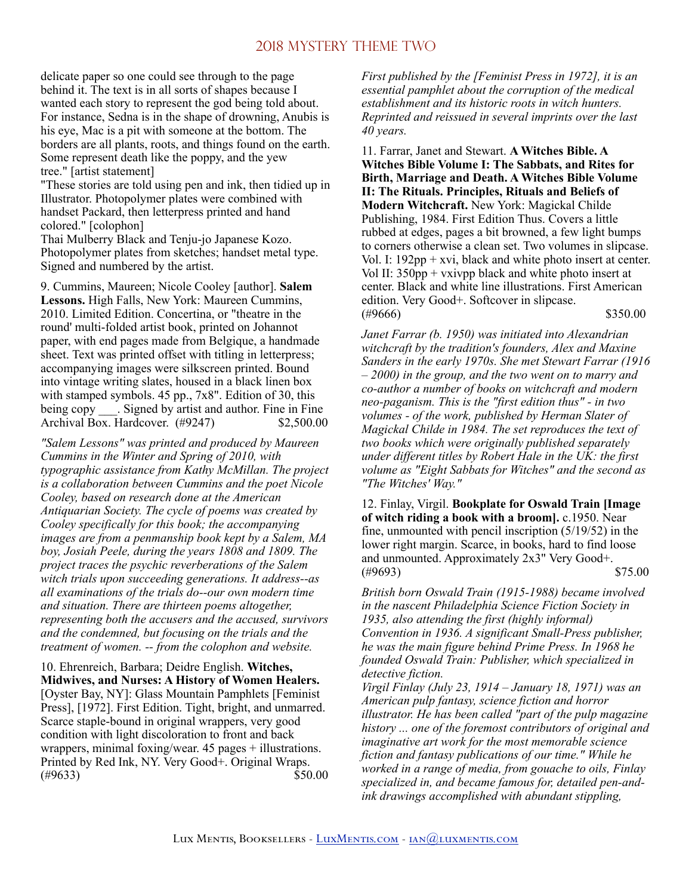delicate paper so one could see through to the page behind it. The text is in all sorts of shapes because I wanted each story to represent the god being told about. For instance, Sedna is in the shape of drowning, Anubis is his eye, Mac is a pit with someone at the bottom. The borders are all plants, roots, and things found on the earth. Some represent death like the poppy, and the yew tree." [artist statement]

"These stories are told using pen and ink, then tidied up in Illustrator. Photopolymer plates were combined with handset Packard, then letterpress printed and hand colored." [colophon]

Thai Mulberry Black and Tenju-jo Japanese Kozo. Photopolymer plates from sketches; handset metal type. Signed and numbered by the artist.

9. Cummins, Maureen; Nicole Cooley [author]. **Salem Lessons.** High Falls, New York: Maureen Cummins, 2010. Limited Edition. Concertina, or "theatre in the round' multi-folded artist book, printed on Johannot paper, with end pages made from Belgique, a handmade sheet. Text was printed offset with titling in letterpress; accompanying images were silkscreen printed. Bound into vintage writing slates, housed in a black linen box with stamped symbols. 45 pp., 7x8". Edition of 30, this being copy ___. Signed by artist and author. Fine in Fine Archival Box. Hardcover. (#9247) $2,500.00

*"Salem Lessons" was printed and produced by Maureen Cummins in the Winter and Spring of 2010, with typographic assistance from Kathy McMillan. The project is a collaboration between Cummins and the poet Nicole Cooley, based on research done at the American Antiquarian Society. The cycle of poems was created by Cooley specifically for this book; the accompanying images are from a penmanship book kept by a Salem, MA boy, Josiah Peele, during the years 1808 and 1809. The project traces the psychic reverberations of the Salem witch trials upon succeeding generations. It address--as all examinations of the trials do--our own modern time and situation. There are thirteen poems altogether, representing both the accusers and the accused, survivors and the condemned, but focusing on the trials and the treatment of women. -- from the colophon and website.*

10. Ehrenreich, Barbara; Deidre English. **Witches, Midwives, and Nurses: A History of Women Healers.** [Oyster Bay, NY]: Glass Mountain Pamphlets [Feminist Press], [1972]. First Edition. Tight, bright, and unmarred. Scarce staple-bound in original wrappers, very good condition with light discoloration to front and back wrappers, minimal foxing/wear. 45 pages + illustrations. Printed by Red Ink, NY. Very Good+. Original Wraps. (#9633) $50.00

*First published by the [Feminist Press in 1972], it is an essential pamphlet about the corruption of the medical establishment and its historic roots in witch hunters. Reprinted and reissued in several imprints over the last 40 years.*

11. Farrar, Janet and Stewart. **A Witches Bible. A Witches Bible Volume I: The Sabbats, and Rites for Birth, Marriage and Death. A Witches Bible Volume II: The Rituals. Principles, Rituals and Beliefs of Modern Witchcraft.** New York: Magickal Childe Publishing, 1984. First Edition Thus. Covers a little rubbed at edges, pages a bit browned, a few light bumps to corners otherwise a clean set. Two volumes in slipcase. Vol. I: 192pp + xvi, black and white photo insert at center. Vol II: 350pp + vxivpp black and white photo insert at center. Black and white line illustrations. First American edition. Very Good+. Softcover in slipcase. (#9666) $350.00

*Janet Farrar (b. 1950) was initiated into Alexandrian witchcraft by the tradition's founders, Alex and Maxine Sanders in the early 1970s. She met Stewart Farrar (1916 – 2000) in the group, and the two went on to marry and co-author a number of books on witchcraft and modern neo-paganism. This is the "first edition thus" - in two volumes - of the work, published by Herman Slater of Magickal Childe in 1984. The set reproduces the text of two books which were originally published separately under different titles by Robert Hale in the UK: the first volume as "Eight Sabbats for Witches" and the second as "The Witches' Way."*

12. Finlay, Virgil. **Bookplate for Oswald Train [Image of witch riding a book with a broom].** c.1950. Near fine, unmounted with pencil inscription (5/19/52) in the lower right margin. Scarce, in books, hard to find loose and unmounted. Approximately 2x3" Very Good+. (#9693) $75.00

*British born Oswald Train (1915-1988) became involved in the nascent Philadelphia Science Fiction Society in 1935, also attending the first (highly informal) Convention in 1936. A significant Small-Press publisher, he was the main figure behind Prime Press. In 1968 he founded Oswald Train: Publisher, which specialized in detective fiction.*

*Virgil Finlay (July 23, 1914 – January 18, 1971) was an American pulp fantasy, science fiction and horror illustrator. He has been called "part of the pulp magazine history ... one of the foremost contributors of original and imaginative art work for the most memorable science fiction and fantasy publications of our time." While he worked in a range of media, from gouache to oils, Finlay specialized in, and became famous for, detailed pen-and-ink drawings accomplished with abundant stippling,*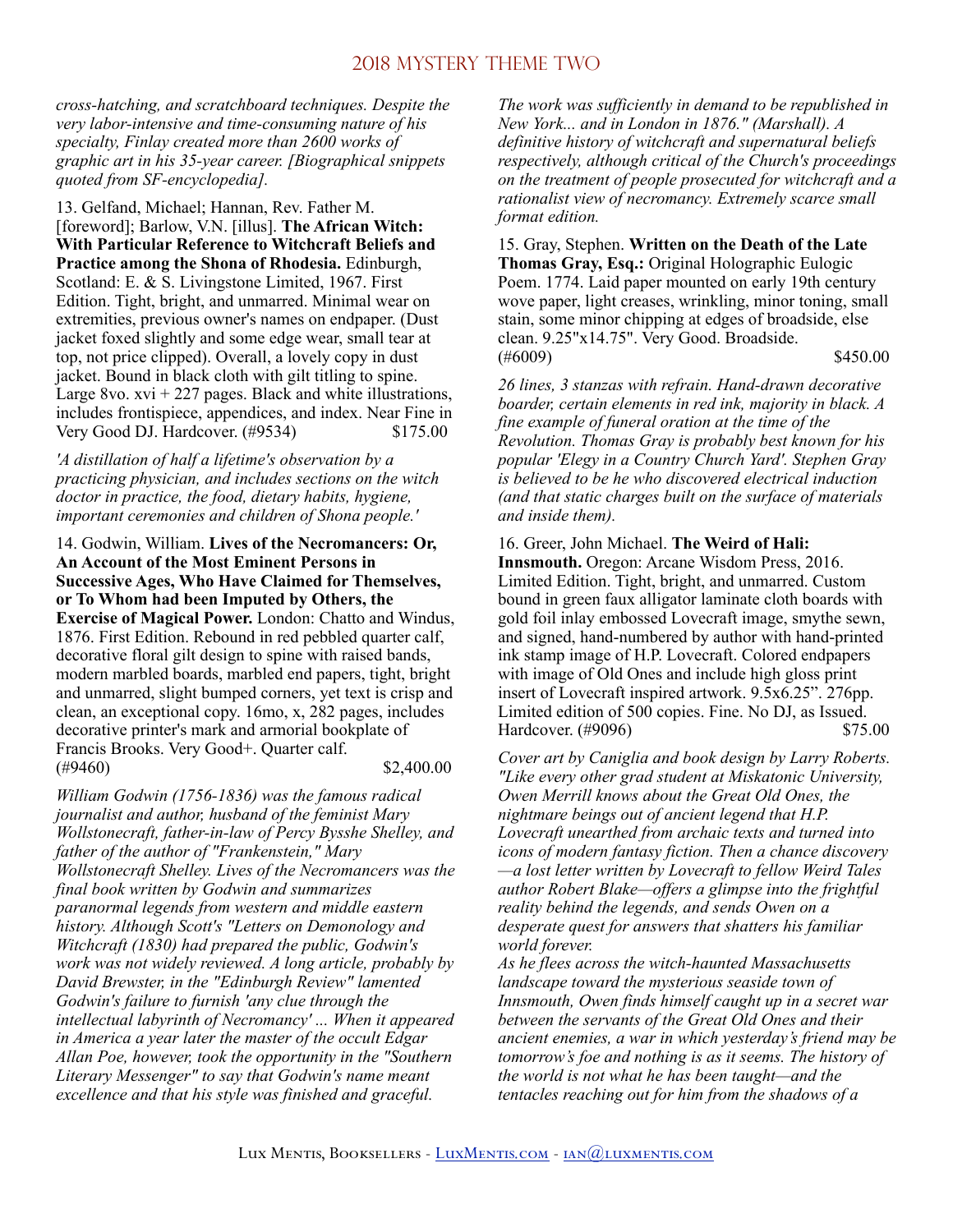*cross-hatching, and scratchboard techniques. Despite the very labor-intensive and time-consuming nature of his specialty, Finlay created more than 2600 works of graphic art in his 35-year career. [Biographical snippets quoted from SF-encyclopedia].*

13. Gelfand, Michael; Hannan, Rev. Father M. [foreword]; Barlow, V.N. [illus]. **The African Witch: With Particular Reference to Witchcraft Beliefs and Practice among the Shona of Rhodesia.** Edinburgh, Scotland: E. & S. Livingstone Limited, 1967. First Edition. Tight, bright, and unmarred. Minimal wear on extremities, previous owner's names on endpaper. (Dust jacket foxed slightly and some edge wear, small tear at top, not price clipped). Overall, a lovely copy in dust jacket. Bound in black cloth with gilt titling to spine. Large 8vo. xvi + 227 pages. Black and white illustrations, includes frontispiece, appendices, and index. Near Fine in Very Good DJ. Hardcover. (#9534) $175.00

*'A distillation of half a lifetime's observation by a practicing physician, and includes sections on the witch doctor in practice, the food, dietary habits, hygiene, important ceremonies and children of Shona people.'*

14. Godwin, William. **Lives of the Necromancers: Or, An Account of the Most Eminent Persons in Successive Ages, Who Have Claimed for Themselves, or To Whom had been Imputed by Others, the Exercise of Magical Power.** London: Chatto and Windus, 1876. First Edition. Rebound in red pebbled quarter calf, decorative floral gilt design to spine with raised bands, modern marbled boards, marbled end papers, tight, bright and unmarred, slight bumped corners, yet text is crisp and clean, an exceptional copy. 16mo, x, 282 pages, includes decorative printer's mark and armorial bookplate of Francis Brooks. Very Good+. Quarter calf. (#9460) $2,400.00

*William Godwin (1756-1836) was the famous radical journalist and author, husband of the feminist Mary Wollstonecraft, father-in-law of Percy Bysshe Shelley, and father of the author of "Frankenstein," Mary Wollstonecraft Shelley. Lives of the Necromancers was the final book written by Godwin and summarizes paranormal legends from western and middle eastern history. Although Scott's "Letters on Demonology and Witchcraft (1830) had prepared the public, Godwin's work was not widely reviewed. A long article, probably by David Brewster, in the "Edinburgh Review" lamented Godwin's failure to furnish 'any clue through the intellectual labyrinth of Necromancy' ... When it appeared in America a year later the master of the occult Edgar Allan Poe, however, took the opportunity in the "Southern Literary Messenger" to say that Godwin's name meant excellence and that his style was finished and graceful. The work was sufficiently in demand to be republished in New York... and in London in 1876." (Marshall). A definitive history of witchcraft and supernatural beliefs respectively, although critical of the Church's proceedings on the treatment of people prosecuted for witchcraft and a rationalist view of necromancy. Extremely scarce small format edition.*

15. Gray, Stephen. **Written on the Death of the Late Thomas Gray, Esq.:** Original Holographic Eulogic Poem. 1774. Laid paper mounted on early 19th century wove paper, light creases, wrinkling, minor toning, small stain, some minor chipping at edges of broadside, else clean. 9.25"x14.75". Very Good. Broadside. (#6009) $450.00

*26 lines, 3 stanzas with refrain. Hand-drawn decorative boarder, certain elements in red ink, majority in black. A fine example of funeral oration at the time of the Revolution. Thomas Gray is probably best known for his popular 'Elegy in a Country Church Yard'. Stephen Gray is believed to be he who discovered electrical induction (and that static charges built on the surface of materials and inside them).*

16. Greer, John Michael. **The Weird of Hali: Innsmouth.** Oregon: Arcane Wisdom Press, 2016. Limited Edition. Tight, bright, and unmarred. Custom bound in green faux alligator laminate cloth boards with gold foil inlay embossed Lovecraft image, smythe sewn, and signed, hand-numbered by author with hand-printed ink stamp image of H.P. Lovecraft. Colored endpapers with image of Old Ones and include high gloss print insert of Lovecraft inspired artwork. 9.5x6.25". 276pp. Limited edition of 500 copies. Fine. No DJ, as Issued. Hardcover. (#9096) $75.00

*Cover art by Caniglia and book design by Larry Roberts. "Like every other grad student at Miskatonic University, Owen Merrill knows about the Great Old Ones, the nightmare beings out of ancient legend that H.P. Lovecraft unearthed from archaic texts and turned into icons of modern fantasy fiction. Then a chance discovery—a lost letter written by Lovecraft to fellow Weird Tales author Robert Blake—offers a glimpse into the frightful reality behind the legends, and sends Owen on a desperate quest for answers that shatters his familiar world forever.*
*As he flees across the witch-haunted Massachusetts landscape toward the mysterious seaside town of Innsmouth, Owen finds himself caught up in a secret war between the servants of the Great Old Ones and their ancient enemies, a war in which yesterday's friend may be tomorrow's foe and nothing is as it seems. The history of the world is not what he has been taught—and the tentacles reaching out for him from the shadows of a*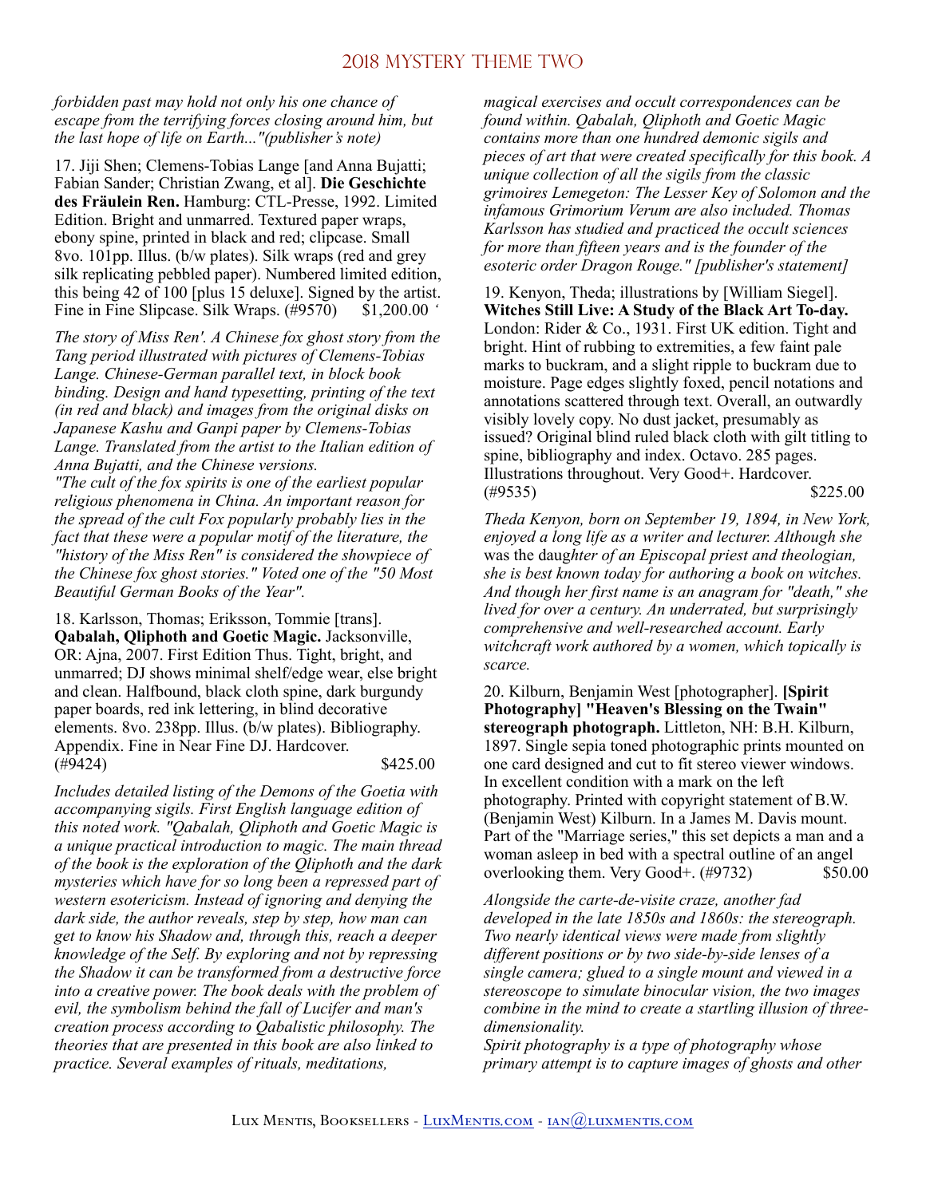*forbidden past may hold not only his one chance of escape from the terrifying forces closing around him, but the last hope of life on Earth..."(publisher's note)*

17. Jiji Shen; Clemens-Tobias Lange [and Anna Bujatti; Fabian Sander; Christian Zwang, et al]. **Die Geschichte des Fräulein Ren.** Hamburg: CTL-Presse, 1992. Limited Edition. Bright and unmarred. Textured paper wraps, ebony spine, printed in black and red; clipcase. Small 8vo. 101pp. Illus. (b/w plates). Silk wraps (red and grey silk replicating pebbled paper). Numbered limited edition, this being 42 of 100 [plus 15 deluxe]. Signed by the artist. Fine in Fine Slipcase. Silk Wraps. (#9570) $1,200.00 '

*The story of Miss Ren'. A Chinese fox ghost story from the Tang period illustrated with pictures of Clemens-Tobias Lange. Chinese-German parallel text, in block book binding. Design and hand typesetting, printing of the text (in red and black) and images from the original disks on Japanese Kashu and Ganpi paper by Clemens-Tobias Lange. Translated from the artist to the Italian edition of Anna Bujatti, and the Chinese versions.*
*"The cult of the fox spirits is one of the earliest popular religious phenomena in China. An important reason for the spread of the cult Fox popularly probably lies in the fact that there were a popular motif of the literature, the "history of the Miss Ren" is considered the showpiece of the Chinese fox ghost stories." Voted one of the "50 Most Beautiful German Books of the Year".*

18. Karlsson, Thomas; Eriksson, Tommie [trans]. **Qabalah, Qliphoth and Goetic Magic.** Jacksonville, OR: Ajna, 2007. First Edition Thus. Tight, bright, and unmarred; DJ shows minimal shelf/edge wear, else bright and clean. Halfbound, black cloth spine, dark burgundy paper boards, red ink lettering, in blind decorative elements. 8vo. 238pp. Illus. (b/w plates). Bibliography. Appendix. Fine in Near Fine DJ. Hardcover. (#9424) $425.00

*Includes detailed listing of the Demons of the Goetia with accompanying sigils. First English language edition of this noted work. "Qabalah, Qliphoth and Goetic Magic is a unique practical introduction to magic. The main thread of the book is the exploration of the Qliphoth and the dark mysteries which have for so long been a repressed part of western esotericism. Instead of ignoring and denying the dark side, the author reveals, step by step, how man can get to know his Shadow and, through this, reach a deeper knowledge of the Self. By exploring and not by repressing the Shadow it can be transformed from a destructive force into a creative power. The book deals with the problem of evil, the symbolism behind the fall of Lucifer and man's creation process according to Qabalistic philosophy. The theories that are presented in this book are also linked to practice. Several examples of rituals, meditations, magical exercises and occult correspondences can be found within. Qabalah, Qliphoth and Goetic Magic contains more than one hundred demonic sigils and pieces of art that were created specifically for this book. A unique collection of all the sigils from the classic grimoires Lemegeton: The Lesser Key of Solomon and the infamous Grimorium Verum are also included. Thomas Karlsson has studied and practiced the occult sciences for more than fifteen years and is the founder of the esoteric order Dragon Rouge." [publisher's statement]*

19. Kenyon, Theda; illustrations by [William Siegel]. **Witches Still Live: A Study of the Black Art To-day.** London: Rider & Co., 1931. First UK edition. Tight and bright. Hint of rubbing to extremities, a few faint pale marks to buckram, and a slight ripple to buckram due to moisture. Page edges slightly foxed, pencil notations and annotations scattered through text. Overall, an outwardly visibly lovely copy. No dust jacket, presumably as issued? Original blind ruled black cloth with gilt titling to spine, bibliography and index. Octavo. 285 pages. Illustrations throughout. Very Good+. Hardcover. (#9535) $225.00

*Theda Kenyon, born on September 19, 1894, in New York, enjoyed a long life as a writer and lecturer. Although she* was the daug*hter of an Episcopal priest and theologian, she is best known today for authoring a book on witches. And though her first name is an anagram for "death," she lived for over a century. An underrated, but surprisingly comprehensive and well-researched account. Early witchcraft work authored by a women, which topically is scarce.*

20. Kilburn, Benjamin West [photographer]. **[Spirit Photography] "Heaven's Blessing on the Twain" stereograph photograph.** Littleton, NH: B.H. Kilburn, 1897. Single sepia toned photographic prints mounted on one card designed and cut to fit stereo viewer windows. In excellent condition with a mark on the left photography. Printed with copyright statement of B.W. (Benjamin West) Kilburn. In a James M. Davis mount. Part of the "Marriage series," this set depicts a man and a woman asleep in bed with a spectral outline of an angel overlooking them. Very Good+. (#9732) $50.00

*Alongside the carte-de-visite craze, another fad developed in the late 1850s and 1860s: the stereograph. Two nearly identical views were made from slightly different positions or by two side-by-side lenses of a single camera; glued to a single mount and viewed in a stereoscope to simulate binocular vision, the two images combine in the mind to create a startling illusion of three-dimensionality.*
*Spirit photography is a type of photography whose primary attempt is to capture images of ghosts and other*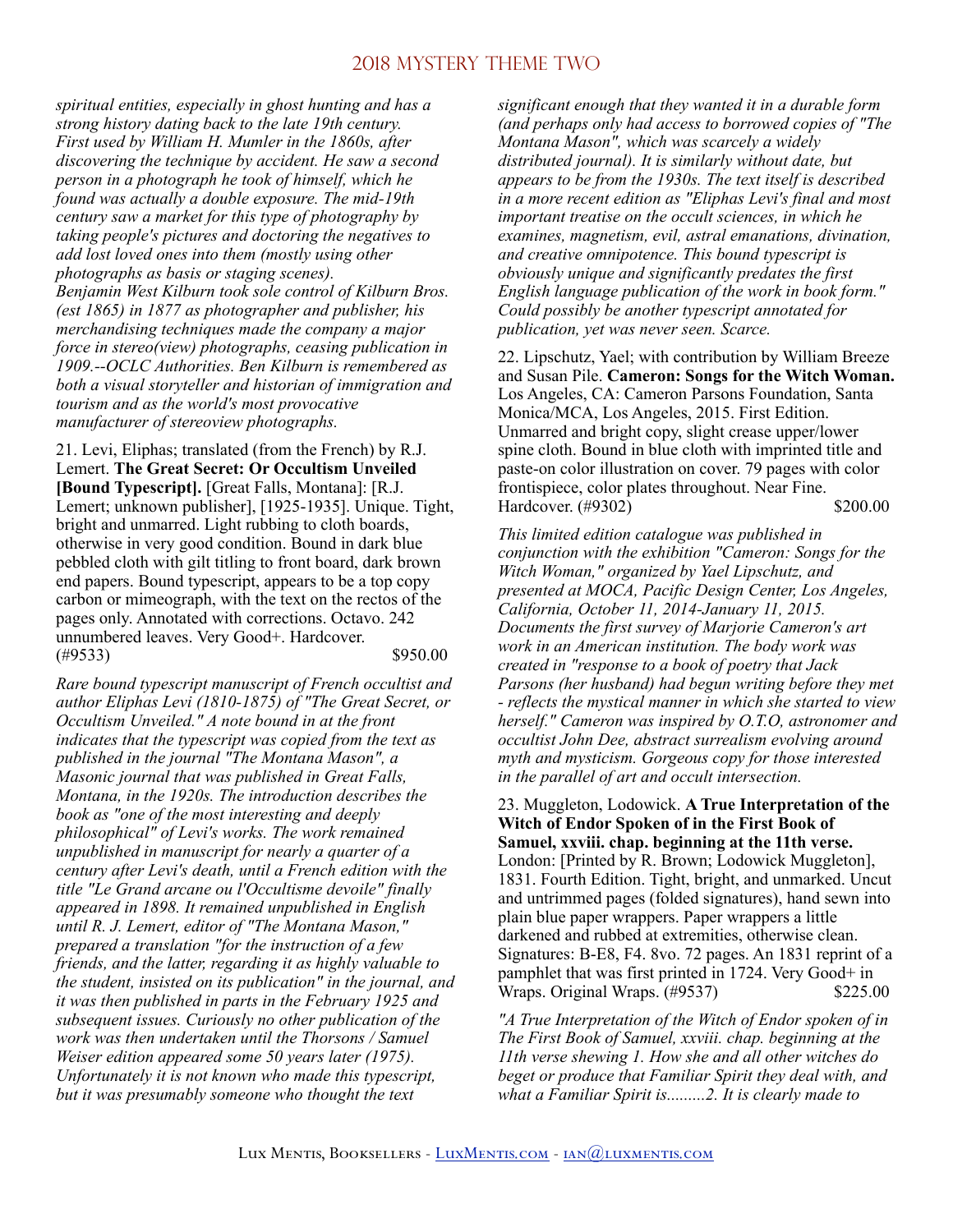*spiritual entities, especially in ghost hunting and has a strong history dating back to the late 19th century. First used by William H. Mumler in the 1860s, after discovering the technique by accident. He saw a second person in a photograph he took of himself, which he found was actually a double exposure. The mid-19th century saw a market for this type of photography by taking people's pictures and doctoring the negatives to add lost loved ones into them (mostly using other photographs as basis or staging scenes). Benjamin West Kilburn took sole control of Kilburn Bros. (est 1865) in 1877 as photographer and publisher, his merchandising techniques made the company a major force in stereo(view) photographs, ceasing publication in 1909.--OCLC Authorities. Ben Kilburn is remembered as both a visual storyteller and historian of immigration and tourism and as the world's most provocative manufacturer of stereoview photographs.*

21. Levi, Eliphas; translated (from the French) by R.J. Lemert. **The Great Secret: Or Occultism Unveiled [Bound Typescript].** [Great Falls, Montana]: [R.J. Lemert; unknown publisher], [1925-1935]. Unique. Tight, bright and unmarred. Light rubbing to cloth boards, otherwise in very good condition. Bound in dark blue pebbled cloth with gilt titling to front board, dark brown end papers. Bound typescript, appears to be a top copy carbon or mimeograph, with the text on the rectos of the pages only. Annotated with corrections. Octavo. 242 unnumbered leaves. Very Good+. Hardcover. (#9533) $950.00

*Rare bound typescript manuscript of French occultist and author Eliphas Levi (1810-1875) of "The Great Secret, or Occultism Unveiled." A note bound in at the front indicates that the typescript was copied from the text as published in the journal "The Montana Mason", a Masonic journal that was published in Great Falls, Montana, in the 1920s. The introduction describes the book as "one of the most interesting and deeply philosophical" of Levi's works. The work remained unpublished in manuscript for nearly a quarter of a century after Levi's death, until a French edition with the title "Le Grand arcane ou l'Occultisme devoile" finally appeared in 1898. It remained unpublished in English until R. J. Lemert, editor of "The Montana Mason," prepared a translation "for the instruction of a few friends, and the latter, regarding it as highly valuable to the student, insisted on its publication" in the journal, and it was then published in parts in the February 1925 and subsequent issues. Curiously no other publication of the work was then undertaken until the Thorsons / Samuel Weiser edition appeared some 50 years later (1975). Unfortunately it is not known who made this typescript, but it was presumably someone who thought the text significant enough that they wanted it in a durable form (and perhaps only had access to borrowed copies of "The Montana Mason", which was scarcely a widely distributed journal). It is similarly without date, but appears to be from the 1930s. The text itself is described in a more recent edition as "Eliphas Levi's final and most important treatise on the occult sciences, in which he examines, magnetism, evil, astral emanations, divination, and creative omnipotence. This bound typescript is obviously unique and significantly predates the first English language publication of the work in book form." Could possibly be another typescript annotated for publication, yet was never seen. Scarce.*

22. Lipschutz, Yael; with contribution by William Breeze and Susan Pile. **Cameron: Songs for the Witch Woman.** Los Angeles, CA: Cameron Parsons Foundation, Santa Monica/MCA, Los Angeles, 2015. First Edition. Unmarred and bright copy, slight crease upper/lower spine cloth. Bound in blue cloth with imprinted title and paste-on color illustration on cover. 79 pages with color frontispiece, color plates throughout. Near Fine. Hardcover. (#9302) $200.00

*This limited edition catalogue was published in conjunction with the exhibition "Cameron: Songs for the Witch Woman," organized by Yael Lipschutz, and presented at MOCA, Pacific Design Center, Los Angeles, California, October 11, 2014-January 11, 2015. Documents the first survey of Marjorie Cameron's art work in an American institution. The body work was created in "response to a book of poetry that Jack Parsons (her husband) had begun writing before they met - reflects the mystical manner in which she started to view herself." Cameron was inspired by O.T.O, astronomer and occultist John Dee, abstract surrealism evolving around myth and mysticism. Gorgeous copy for those interested in the parallel of art and occult intersection.*

23. Muggleton, Lodowick. **A True Interpretation of the Witch of Endor Spoken of in the First Book of Samuel, xxviii. chap. beginning at the 11th verse.** London: [Printed by R. Brown; Lodowick Muggleton], 1831. Fourth Edition. Tight, bright, and unmarked. Uncut and untrimmed pages (folded signatures), hand sewn into plain blue paper wrappers. Paper wrappers a little darkened and rubbed at extremities, otherwise clean. Signatures: B-E8, F4. 8vo. 72 pages. An 1831 reprint of a pamphlet that was first printed in 1724. Very Good+ in Wraps. Original Wraps. (#9537) $225.00

*"A True Interpretation of the Witch of Endor spoken of in The First Book of Samuel, xxviii. chap. beginning at the 11th verse shewing 1. How she and all other witches do beget or produce that Familiar Spirit they deal with, and what a Familiar Spirit is.........2. It is clearly made to*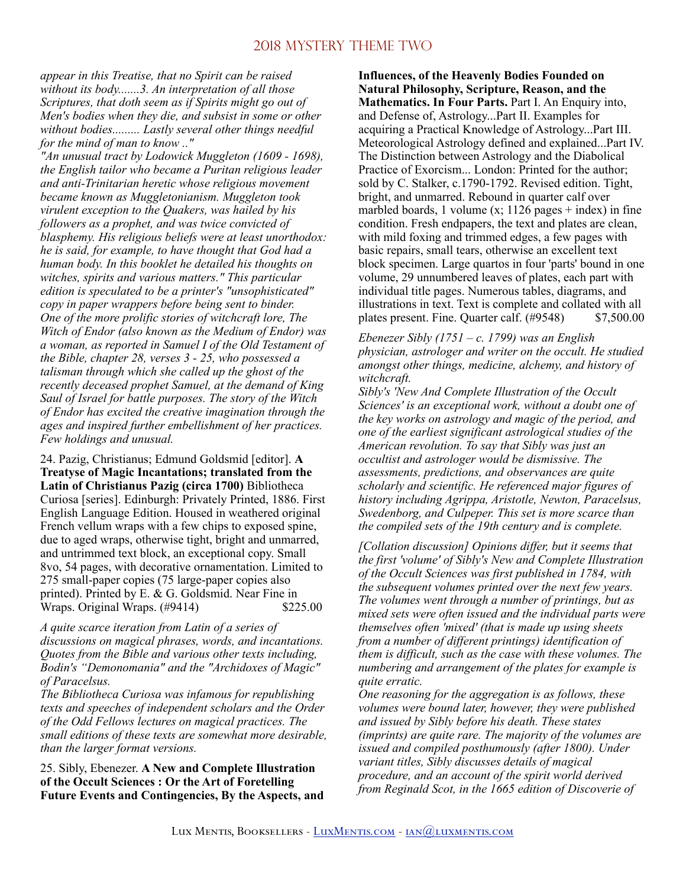*appear in this Treatise, that no Spirit can be raised without its body.......3. An interpretation of all those Scriptures, that doth seem as if Spirits might go out of Men's bodies when they die, and subsist in some or other without bodies......... Lastly several other things needful for the mind of man to know .."*

*"An unusual tract by Lodowick Muggleton (1609 - 1698), the English tailor who became a Puritan religious leader and anti-Trinitarian heretic whose religious movement became known as Muggletonianism. Muggleton took virulent exception to the Quakers, was hailed by his followers as a prophet, and was twice convicted of blasphemy. His religious beliefs were at least unorthodox: he is said, for example, to have thought that God had a human body. In this booklet he detailed his thoughts on witches, spirits and various matters." This particular edition is speculated to be a printer's "unsophisticated" copy in paper wrappers before being sent to binder. One of the more prolific stories of witchcraft lore, The Witch of Endor (also known as the Medium of Endor) was a woman, as reported in Samuel I of the Old Testament of the Bible, chapter 28, verses 3 - 25, who possessed a talisman through which she called up the ghost of the recently deceased prophet Samuel, at the demand of King Saul of Israel for battle purposes. The story of the Witch of Endor has excited the creative imagination through the ages and inspired further embellishment of her practices. Few holdings and unusual.*

24. Pazig, Christianus; Edmund Goldsmid [editor]. **A Treatyse of Magic Incantations; translated from the Latin of Christianus Pazig (circa 1700)** Bibliotheca Curiosa [series]. Edinburgh: Privately Printed, 1886. First English Language Edition. Housed in weathered original French vellum wraps with a few chips to exposed spine, due to aged wraps, otherwise tight, bright and unmarred, and untrimmed text block, an exceptional copy. Small 8vo, 54 pages, with decorative ornamentation. Limited to 275 small-paper copies (75 large-paper copies also printed). Printed by E. & G. Goldsmid. Near Fine in Wraps. Original Wraps. (#9414) $225.00

*A quite scarce iteration from Latin of a series of discussions on magical phrases, words, and incantations. Quotes from the Bible and various other texts including, Bodin's "Demonomania" and the "Archidoxes of Magic" of Paracelsus.*

*The Bibliotheca Curiosa was infamous for republishing texts and speeches of independent scholars and the Order of the Odd Fellows lectures on magical practices. The small editions of these texts are somewhat more desirable, than the larger format versions.*

25. Sibly, Ebenezer. **A New and Complete Illustration of the Occult Sciences : Or the Art of Foretelling Future Events and Contingencies, By the Aspects, and Influences, of the Heavenly Bodies Founded on Natural Philosophy, Scripture, Reason, and the Mathematics. In Four Parts.** Part I. An Enquiry into, and Defense of, Astrology...Part II. Examples for acquiring a Practical Knowledge of Astrology...Part III. Meteorological Astrology defined and explained...Part IV. The Distinction between Astrology and the Diabolical Practice of Exorcism... London: Printed for the author; sold by C. Stalker, c.1790-1792. Revised edition. Tight, bright, and unmarred. Rebound in quarter calf over marbled boards, 1 volume (x; 1126 pages + index) in fine condition. Fresh endpapers, the text and plates are clean, with mild foxing and trimmed edges, a few pages with basic repairs, small tears, otherwise an excellent text block specimen. Large quartos in four 'parts' bound in one volume, 29 unnumbered leaves of plates, each part with individual title pages. Numerous tables, diagrams, and illustrations in text. Text is complete and collated with all plates present. Fine. Quarter calf. (#9548) $7,500.00

*Ebenezer Sibly (1751 – c. 1799) was an English physician, astrologer and writer on the occult. He studied amongst other things, medicine, alchemy, and history of witchcraft.*

*Sibly's 'New And Complete Illustration of the Occult Sciences' is an exceptional work, without a doubt one of the key works on astrology and magic of the period, and one of the earliest significant astrological studies of the American revolution. To say that Sibly was just an occultist and astrologer would be dismissive. The assessments, predictions, and observances are quite scholarly and scientific. He referenced major figures of history including Agrippa, Aristotle, Newton, Paracelsus, Swedenborg, and Culpeper. This set is more scarce than the compiled sets of the 19th century and is complete.*

*[Collation discussion] Opinions differ, but it seems that the first 'volume' of Sibly's New and Complete Illustration of the Occult Sciences was first published in 1784, with the subsequent volumes printed over the next few years. The volumes went through a number of printings, but as mixed sets were often issued and the individual parts were themselves often 'mixed' (that is made up using sheets from a number of different printings) identification of them is difficult, such as the case with these volumes. The numbering and arrangement of the plates for example is quite erratic.*

*One reasoning for the aggregation is as follows, these volumes were bound later, however, they were published and issued by Sibly before his death. These states (imprints) are quite rare. The majority of the volumes are issued and compiled posthumously (after 1800). Under variant titles, Sibly discusses details of magical procedure, and an account of the spirit world derived from Reginald Scot, in the 1665 edition of Discoverie of*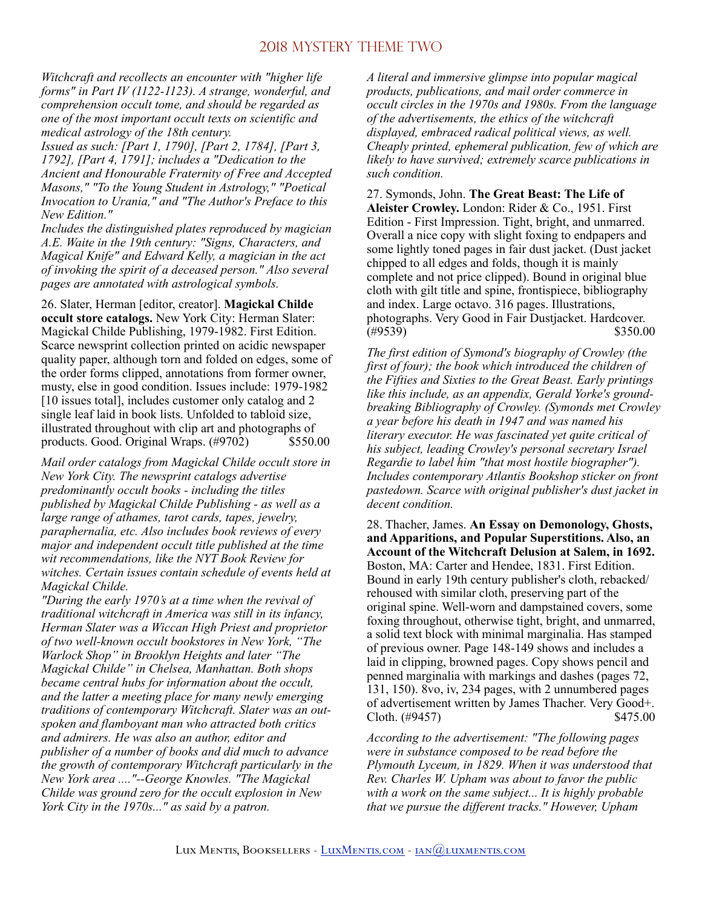*Witchcraft and recollects an encounter with "higher life forms" in Part IV (1122-1123). A strange, wonderful, and comprehension occult tome, and should be regarded as one of the most important occult texts on scientific and medical astrology of the 18th century.*

*Issued as such: [Part 1, 1790], [Part 2, 1784], [Part 3, 1792], [Part 4, 1791]; includes a "Dedication to the Ancient and Honourable Fraternity of Free and Accepted Masons," "To the Young Student in Astrology," "Poetical Invocation to Urania," and "The Author's Preface to this New Edition."*

*Includes the distinguished plates reproduced by magician A.E. Waite in the 19th century: "Signs, Characters, and Magical Knife" and Edward Kelly, a magician in the act of invoking the spirit of a deceased person." Also several pages are annotated with astrological symbols.*

26. Slater, Herman [editor, creator]. **Magickal Childe occult store catalogs.** New York City: Herman Slater: Magickal Childe Publishing, 1979-1982. First Edition. Scarce newsprint collection printed on acidic newspaper quality paper, although torn and folded on edges, some of the order forms clipped, annotations from former owner, musty, else in good condition. Issues include: 1979-1982 [10 issues total], includes customer only catalog and 2 single leaf laid in book lists. Unfolded to tabloid size, illustrated throughout with clip art and photographs of products. Good. Original Wraps. (#9702) $550.00

*Mail order catalogs from Magickal Childe occult store in New York City. The newsprint catalogs advertise predominantly occult books - including the titles published by Magickal Childe Publishing - as well as a large range of athames, tarot cards, tapes, jewelry, paraphernalia, etc. Also includes book reviews of every major and independent occult title published at the time wit recommendations, like the NYT Book Review for witches. Certain issues contain schedule of events held at Magickal Childe.*

*"During the early 1970's at a time when the revival of traditional witchcraft in America was still in its infancy, Herman Slater was a Wiccan High Priest and proprietor of two well-known occult bookstores in New York, "The Warlock Shop" in Brooklyn Heights and later "The Magickal Childe" in Chelsea, Manhattan. Both shops became central hubs for information about the occult, and the latter a meeting place for many newly emerging traditions of contemporary Witchcraft. Slater was an out-spoken and flamboyant man who attracted both critics and admirers. He was also an author, editor and publisher of a number of books and did much to advance the growth of contemporary Witchcraft particularly in the New York area ...."--George Knowles. "The Magickal Childe was ground zero for the occult explosion in New York City in the 1970s..." as said by a patron.*

*A literal and immersive glimpse into popular magical products, publications, and mail order commerce in occult circles in the 1970s and 1980s. From the language of the advertisements, the ethics of the witchcraft displayed, embraced radical political views, as well. Cheaply printed, ephemeral publication, few of which are likely to have survived; extremely scarce publications in such condition.*

27. Symonds, John. **The Great Beast: The Life of Aleister Crowley.** London: Rider & Co., 1951. First Edition - First Impression. Tight, bright, and unmarred. Overall a nice copy with slight foxing to endpapers and some lightly toned pages in fair dust jacket. (Dust jacket chipped to all edges and folds, though it is mainly complete and not price clipped). Bound in original blue cloth with gilt title and spine, frontispiece, bibliography and index. Large octavo. 316 pages. Illustrations, photographs. Very Good in Fair Dustjacket. Hardcover. (#9539) $350.00

*The first edition of Symond's biography of Crowley (the first of four); the book which introduced the children of the Fifties and Sixties to the Great Beast. Early printings like this include, as an appendix, Gerald Yorke's ground-breaking Bibliography of Crowley. (Symonds met Crowley a year before his death in 1947 and was named his literary executor. He was fascinated yet quite critical of his subject, leading Crowley's personal secretary Israel Regardie to label him "that most hostile biographer"). Includes contemporary Atlantis Bookshop sticker on front pastedown. Scarce with original publisher's dust jacket in decent condition.*

28. Thacher, James. **An Essay on Demonology, Ghosts, and Apparitions, and Popular Superstitions. Also, an Account of the Witchcraft Delusion at Salem, in 1692.** Boston, MA: Carter and Hendee, 1831. First Edition. Bound in early 19th century publisher's cloth, rebacked/ rehoused with similar cloth, preserving part of the original spine. Well-worn and dampstained covers, some foxing throughout, otherwise tight, bright, and unmarred, a solid text block with minimal marginalia. Has stamped of previous owner. Page 148-149 shows and includes a laid in clipping, browned pages. Copy shows pencil and penned marginalia with markings and dashes (pages 72, 131, 150). 8vo, iv, 234 pages, with 2 unnumbered pages of advertisement written by James Thacher. Very Good+. Cloth. (#9457) $475.00

*According to the advertisement: "The following pages were in substance composed to be read before the Plymouth Lyceum, in 1829. When it was understood that Rev. Charles W. Upham was about to favor the public with a work on the same subject... It is highly probable that we pursue the different tracks." However, Upham*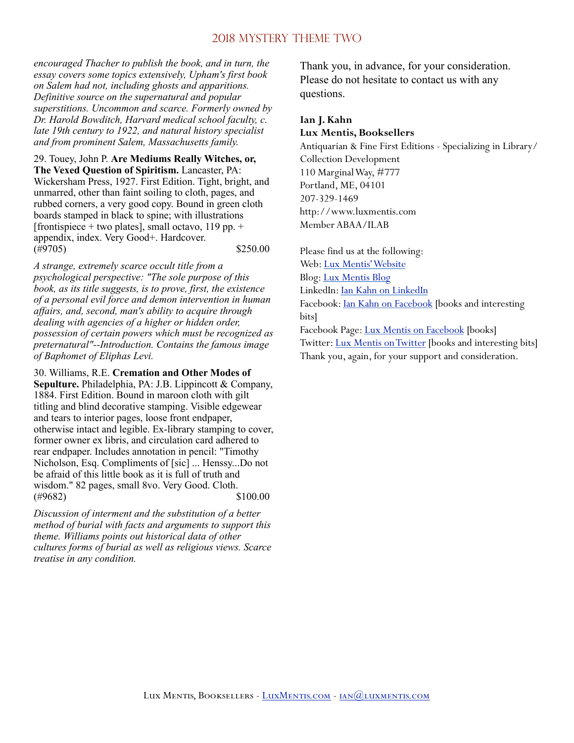*encouraged Thacher to publish the book, and in turn, the essay covers some topics extensively, Upham's first book on Salem had not, including ghosts and apparitions. Definitive source on the supernatural and popular superstitions. Uncommon and scarce. Formerly owned by Dr. Harold Bowditch, Harvard medical school faculty, c. late 19th century to 1922, and natural history specialist and from prominent Salem, Massachusetts family.*

29. Touey, John P. **Are Mediums Really Witches, or, The Vexed Question of Spiritism.** Lancaster, PA: Wickersham Press, 1927. First Edition. Tight, bright, and unmarred, other than faint soiling to cloth, pages, and rubbed corners, a very good copy. Bound in green cloth boards stamped in black to spine; with illustrations [frontispiece + two plates], small octavo, 119 pp. + appendix, index. Very Good+. Hardcover.
(#9705) $250.00

*A strange, extremely scarce occult title from a psychological perspective: "The sole purpose of this book, as its title suggests, is to prove, first, the existence of a personal evil force and demon intervention in human affairs, and, second, man's ability to acquire through dealing with agencies of a higher or hidden order, possession of certain powers which must be recognized as preternatural"--Introduction. Contains the famous image of Baphomet of Eliphas Levi.*

30. Williams, R.E. **Cremation and Other Modes of Sepulture.** Philadelphia, PA: J.B. Lippincott & Company, 1884. First Edition. Bound in maroon cloth with gilt titling and blind decorative stamping. Visible edgewear and tears to interior pages, loose front endpaper, otherwise intact and legible. Ex-library stamping to cover, former owner ex libris, and circulation card adhered to rear endpaper. Includes annotation in pencil: "Timothy Nicholson, Esq. Compliments of [sic] ... Henssy...Do not be afraid of this little book as it is full of truth and wisdom." 82 pages, small 8vo. Very Good. Cloth.
(#9682) $100.00

*Discussion of interment and the substitution of a better method of burial with facts and arguments to support this theme. Williams points out historical data of other cultures forms of burial as well as religious views. Scarce treatise in any condition.*

Thank you, in advance, for your consideration. Please do not hesitate to contact us with any questions.

**Ian J. Kahn**
**Lux Mentis, Booksellers**
Antiquarian & Fine First Editions - Specializing in Library/Collection Development
110 Marginal Way, #777
Portland, ME, 04101
207-329-1469
http://www.luxmentis.com
Member ABAA/ILAB

Please find us at the following:
Web: Lux Mentis' Website
Blog: Lux Mentis Blog
LinkedIn: Ian Kahn on LinkedIn
Facebook: Ian Kahn on Facebook [books and interesting bits]
Facebook Page: Lux Mentis on Facebook [books]
Twitter: Lux Mentis on Twitter [books and interesting bits]
Thank you, again, for your support and consideration.